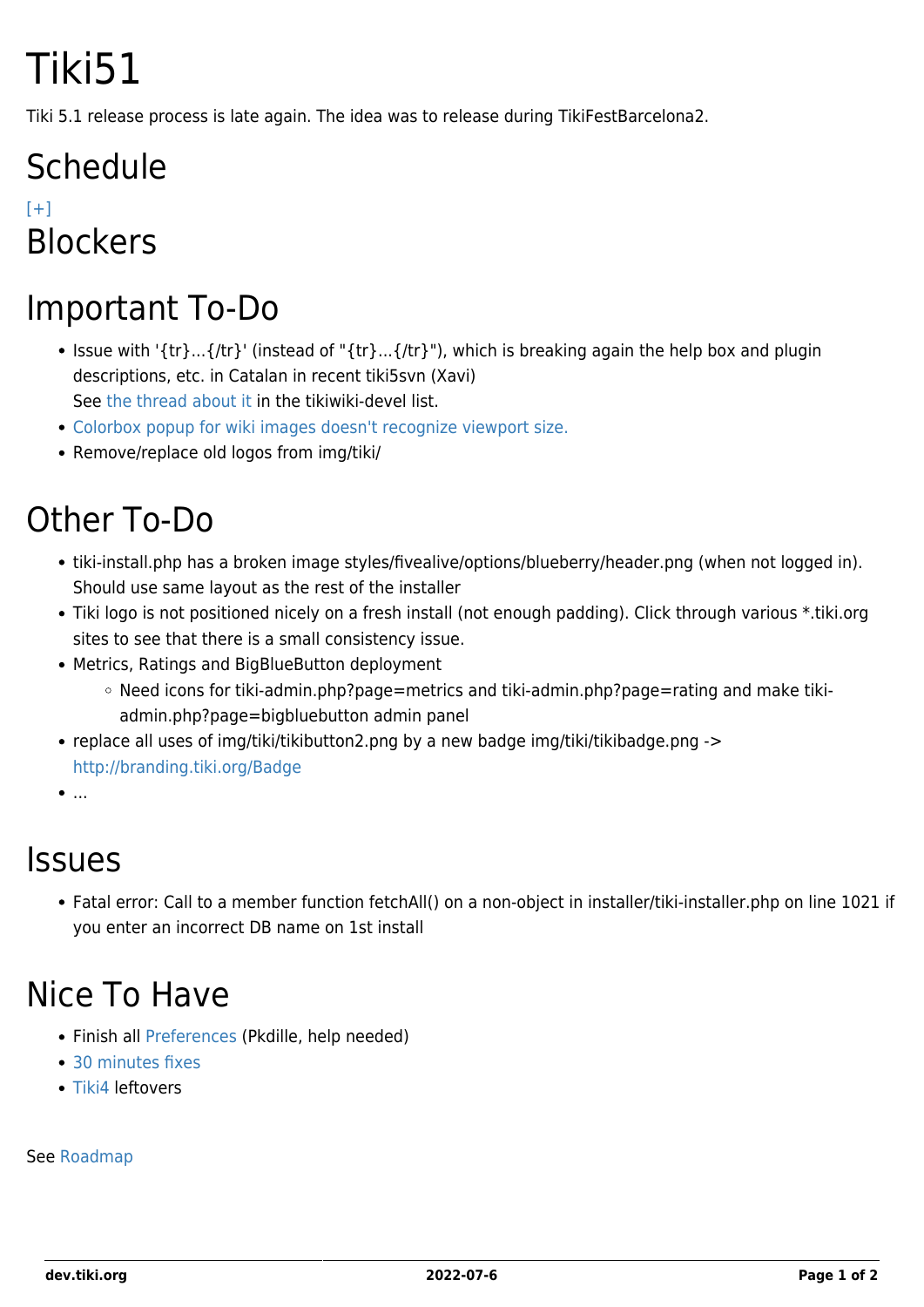# Tiki51

Tiki 5.1 release process is late again. The idea was to release during TikiFestBarcelona2.

## Schedule

[+]

## Blockers

## Important To-Do

- Issue with '{tr}...{/tr}' (instead of "{tr}...{/tr}"), which is breaking again the help box and plugin descriptions, etc. in Catalan in recent tiki5svn (Xavi)
  See the thread about it in the tikiwiki-devel list.
- Colorbox popup for wiki images doesn't recognize viewport size.
- Remove/replace old logos from img/tiki/

## Other To-Do

- tiki-install.php has a broken image styles/fivealive/options/blueberry/header.png (when not logged in). Should use same layout as the rest of the installer
- Tiki logo is not positioned nicely on a fresh install (not enough padding). Click through various *.tiki.org sites to see that there is a small consistency issue.
- Metrics, Ratings and BigBlueButton deployment
  - Need icons for tiki-admin.php?page=metrics and tiki-admin.php?page=rating and make tiki-admin.php?page=bigbluebutton admin panel
- replace all uses of img/tiki/tikibutton2.png by a new badge img/tiki/tikibadge.png -> http://branding.tiki.org/Badge
- ...

## Issues

- Fatal error: Call to a member function fetchAll() on a non-object in installer/tiki-installer.php on line 1021 if you enter an incorrect DB name on 1st install

## Nice To Have

- Finish all Preferences (Pkdille, help needed)
- 30 minutes fixes
- Tiki4 leftovers

See Roadmap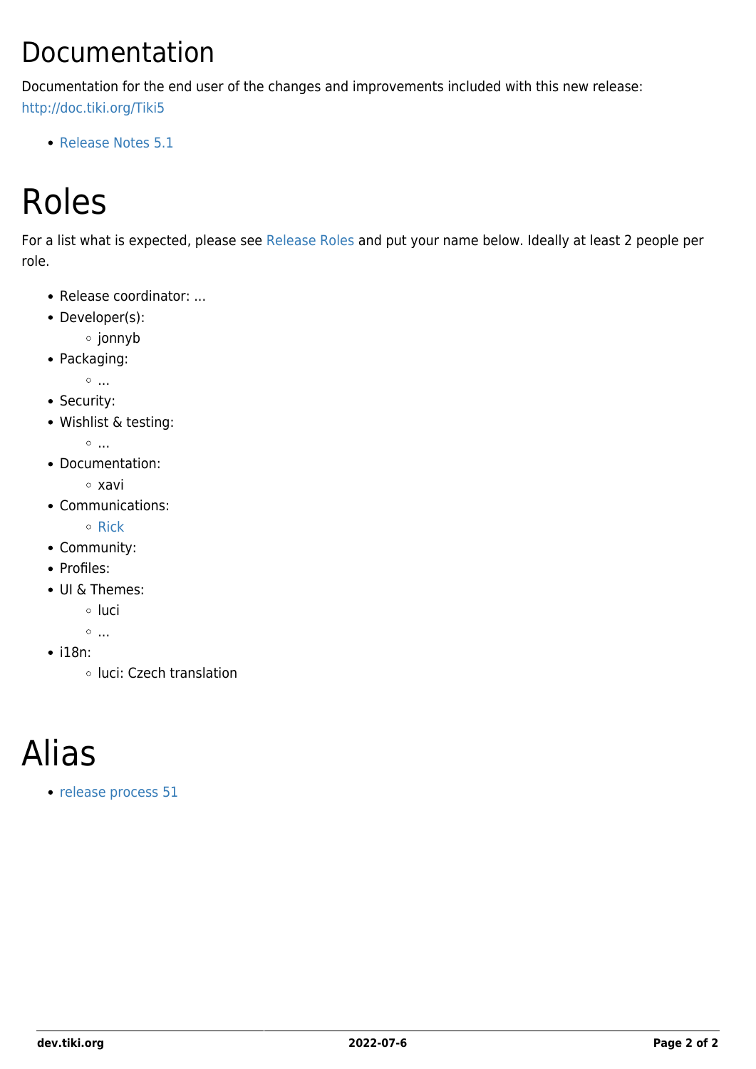# Documentation

Documentation for the end user of the changes and improvements included with this new release: http://doc.tiki.org/Tiki5

- Release Notes 5.1

# Roles

For a list what is expected, please see Release Roles and put your name below. Ideally at least 2 people per role.

- Release coordinator: ...
- Developer(s):
  - jonnyb
- Packaging:
  - ...
- Security:
- Wishlist & testing:
  - ...
- Documentation:
  - xavi
- Communications:
  - Rick
- Community:
- Profiles:
- UI & Themes:
  - luci
  - ...
- i18n:
  - luci: Czech translation

# Alias

- release process 51